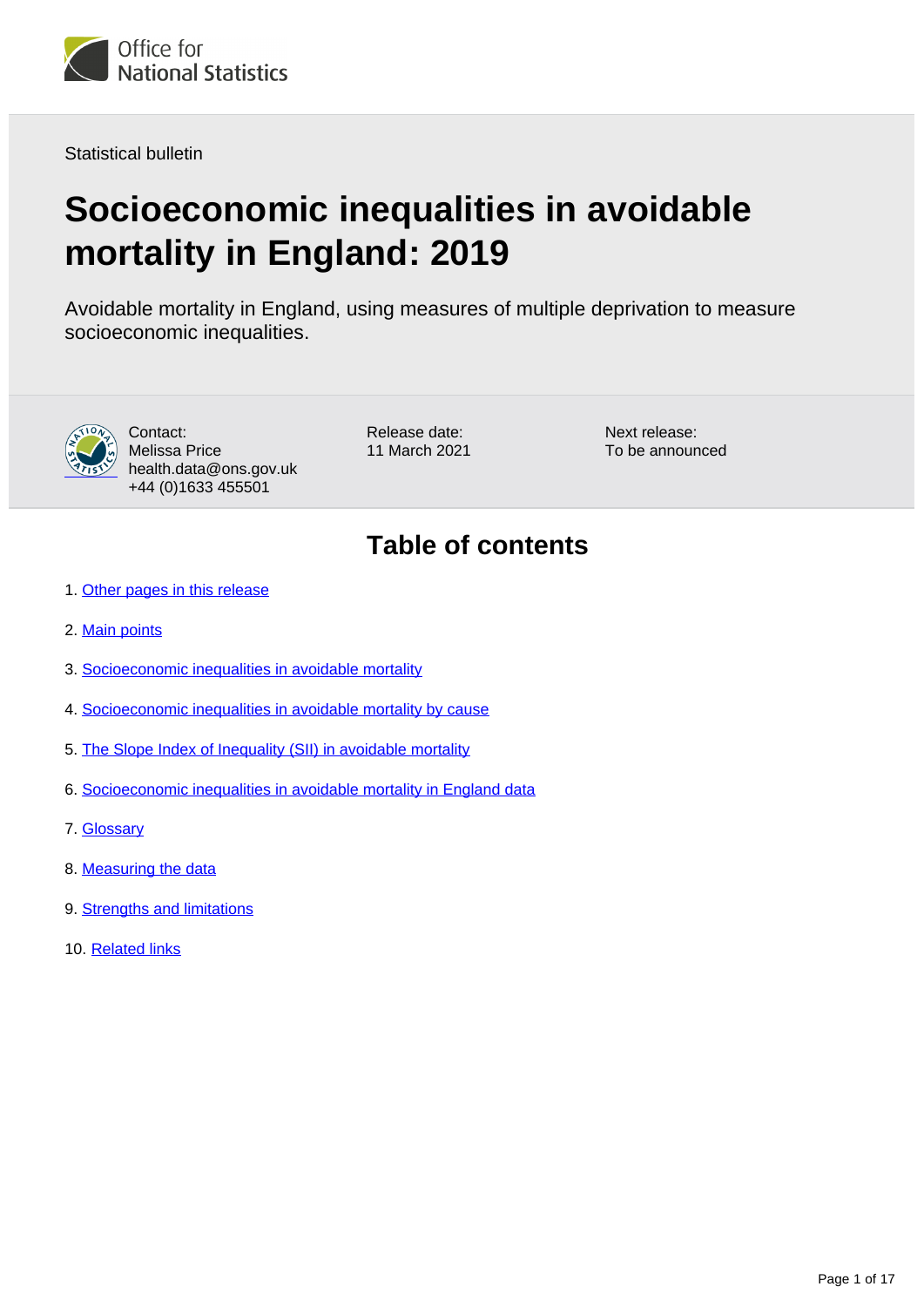Office for National Statistics

Statistical bulletin

# Socioeconomic inequalities in avoidable mortality in England: 2019

Avoidable mortality in England, using measures of multiple deprivation to measure socioeconomic inequalities.

Contact:
Melissa Price
health.data@ons.gov.uk
+44 (0)1633 455501

Release date:
11 March 2021

Next release:
To be announced

## Table of contents

1. Other pages in this release
2. Main points
3. Socioeconomic inequalities in avoidable mortality
4. Socioeconomic inequalities in avoidable mortality by cause
5. The Slope Index of Inequality (SII) in avoidable mortality
6. Socioeconomic inequalities in avoidable mortality in England data
7. Glossary
8. Measuring the data
9. Strengths and limitations
10. Related links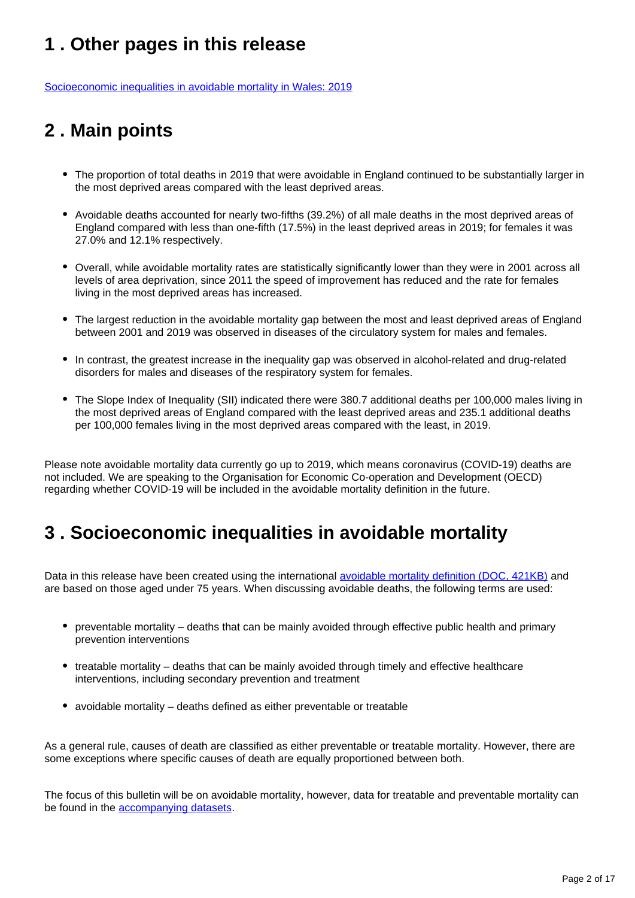## 1 . Other pages in this release

[Socioeconomic inequalities in avoidable mortality in Wales: 2019]

## 2 . Main points

- The proportion of total deaths in 2019 that were avoidable in England continued to be substantially larger in the most deprived areas compared with the least deprived areas.
- Avoidable deaths accounted for nearly two-fifths (39.2%) of all male deaths in the most deprived areas of England compared with less than one-fifth (17.5%) in the least deprived areas in 2019; for females it was 27.0% and 12.1% respectively.
- Overall, while avoidable mortality rates are statistically significantly lower than they were in 2001 across all levels of area deprivation, since 2011 the speed of improvement has reduced and the rate for females living in the most deprived areas has increased.
- The largest reduction in the avoidable mortality gap between the most and least deprived areas of England between 2001 and 2019 was observed in diseases of the circulatory system for males and females.
- In contrast, the greatest increase in the inequality gap was observed in alcohol-related and drug-related disorders for males and diseases of the respiratory system for females.
- The Slope Index of Inequality (SII) indicated there were 380.7 additional deaths per 100,000 males living in the most deprived areas of England compared with the least deprived areas and 235.1 additional deaths per 100,000 females living in the most deprived areas compared with the least, in 2019.

Please note avoidable mortality data currently go up to 2019, which means coronavirus (COVID-19) deaths are not included. We are speaking to the Organisation for Economic Co-operation and Development (OECD) regarding whether COVID-19 will be included in the avoidable mortality definition in the future.

## 3 . Socioeconomic inequalities in avoidable mortality

Data in this release have been created using the international [avoidable mortality definition (DOC, 421KB)] and are based on those aged under 75 years. When discussing avoidable deaths, the following terms are used:

- preventable mortality – deaths that can be mainly avoided through effective public health and primary prevention interventions
- treatable mortality – deaths that can be mainly avoided through timely and effective healthcare interventions, including secondary prevention and treatment
- avoidable mortality – deaths defined as either preventable or treatable

As a general rule, causes of death are classified as either preventable or treatable mortality. However, there are some exceptions where specific causes of death are equally proportioned between both.

The focus of this bulletin will be on avoidable mortality, however, data for treatable and preventable mortality can be found in the [accompanying datasets].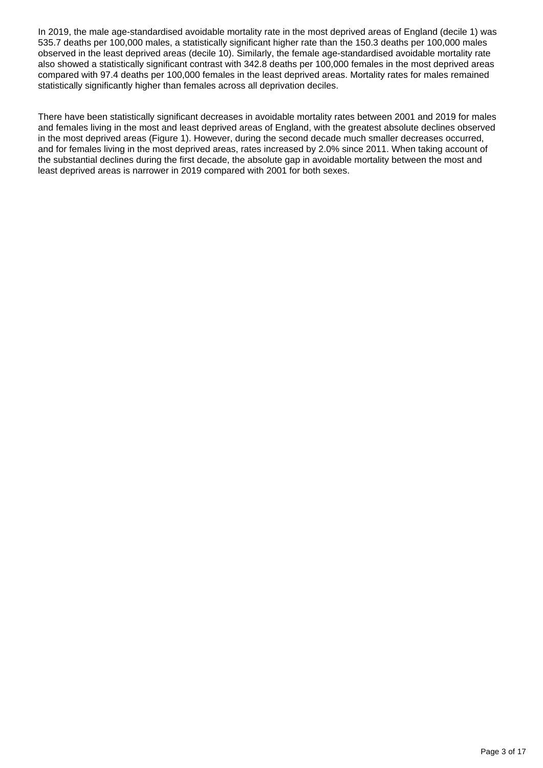In 2019, the male age-standardised avoidable mortality rate in the most deprived areas of England (decile 1) was 535.7 deaths per 100,000 males, a statistically significant higher rate than the 150.3 deaths per 100,000 males observed in the least deprived areas (decile 10). Similarly, the female age-standardised avoidable mortality rate also showed a statistically significant contrast with 342.8 deaths per 100,000 females in the most deprived areas compared with 97.4 deaths per 100,000 females in the least deprived areas. Mortality rates for males remained statistically significantly higher than females across all deprivation deciles.

There have been statistically significant decreases in avoidable mortality rates between 2001 and 2019 for males and females living in the most and least deprived areas of England, with the greatest absolute declines observed in the most deprived areas (Figure 1). However, during the second decade much smaller decreases occurred, and for females living in the most deprived areas, rates increased by 2.0% since 2011. When taking account of the substantial declines during the first decade, the absolute gap in avoidable mortality between the most and least deprived areas is narrower in 2019 compared with 2001 for both sexes.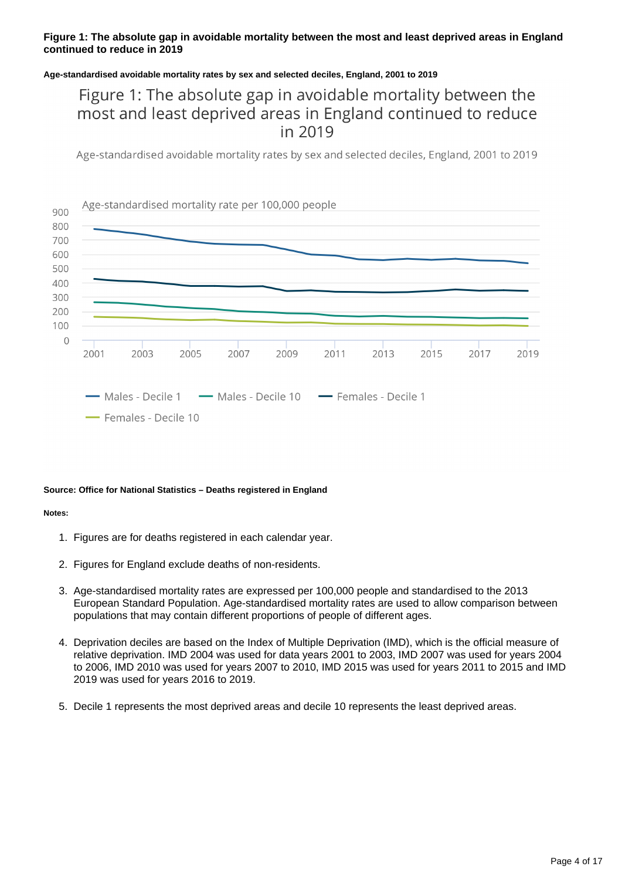**Figure 1: The absolute gap in avoidable mortality between the most and least deprived areas in England continued to reduce in 2019**

**Age-standardised avoidable mortality rates by sex and selected deciles, England, 2001 to 2019**

Figure 1: The absolute gap in avoidable mortality between the most and least deprived areas in England continued to reduce in 2019

Age-standardised avoidable mortality rates by sex and selected deciles, England, 2001 to 2019

Age-standardised mortality rate per 100,000 people

Males - Decile 1 | Males - Decile 10 | Females - Decile 1 | Females - Decile 10

**Source: Office for National Statistics – Deaths registered in England**

**Notes:**

1. Figures are for deaths registered in each calendar year.
2. Figures for England exclude deaths of non-residents.
3. Age-standardised mortality rates are expressed per 100,000 people and standardised to the 2013 European Standard Population. Age-standardised mortality rates are used to allow comparison between populations that may contain different proportions of people of different ages.
4. Deprivation deciles are based on the Index of Multiple Deprivation (IMD), which is the official measure of relative deprivation. IMD 2004 was used for data years 2001 to 2003, IMD 2007 was used for years 2004 to 2006, IMD 2010 was used for years 2007 to 2010, IMD 2015 was used for years 2011 to 2015 and IMD 2019 was used for years 2016 to 2019.
5. Decile 1 represents the most deprived areas and decile 10 represents the least deprived areas.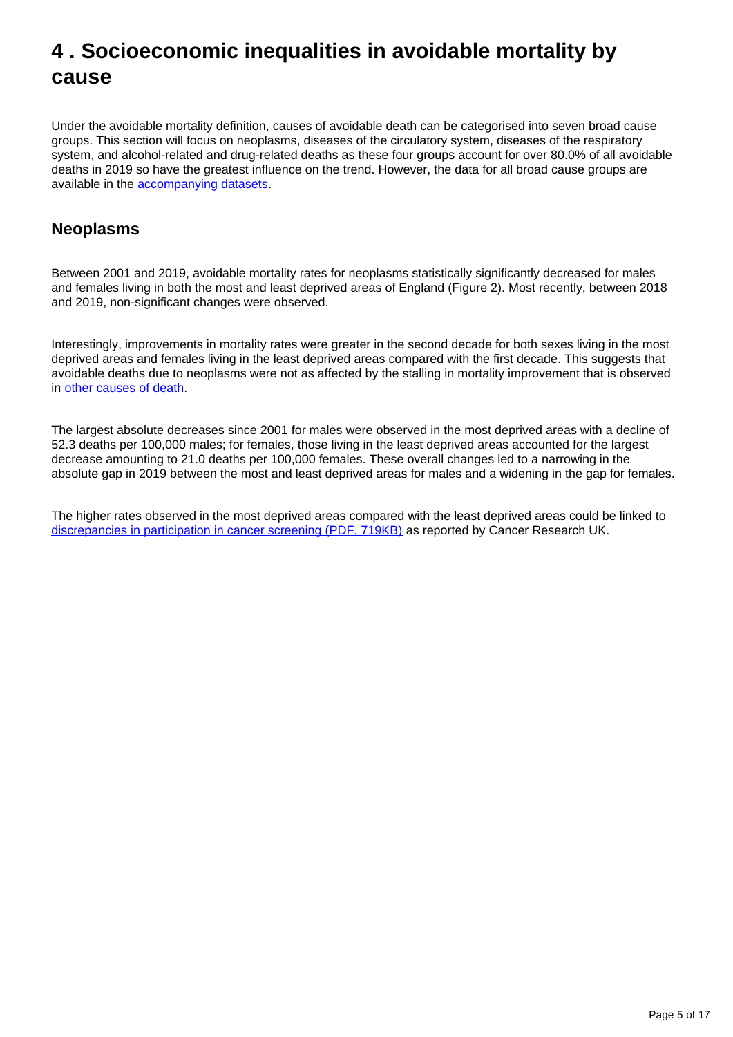# 4 . Socioeconomic inequalities in avoidable mortality by cause

Under the avoidable mortality definition, causes of avoidable death can be categorised into seven broad cause groups. This section will focus on neoplasms, diseases of the circulatory system, diseases of the respiratory system, and alcohol-related and drug-related deaths as these four groups account for over 80.0% of all avoidable deaths in 2019 so have the greatest influence on the trend. However, the data for all broad cause groups are available in the [accompanying datasets](#).

## Neoplasms

Between 2001 and 2019, avoidable mortality rates for neoplasms statistically significantly decreased for males and females living in both the most and least deprived areas of England (Figure 2). Most recently, between 2018 and 2019, non-significant changes were observed.

Interestingly, improvements in mortality rates were greater in the second decade for both sexes living in the most deprived areas and females living in the least deprived areas compared with the first decade. This suggests that avoidable deaths due to neoplasms were not as affected by the stalling in mortality improvement that is observed in [other causes of death](#).

The largest absolute decreases since 2001 for males were observed in the most deprived areas with a decline of 52.3 deaths per 100,000 males; for females, those living in the least deprived areas accounted for the largest decrease amounting to 21.0 deaths per 100,000 females. These overall changes led to a narrowing in the absolute gap in 2019 between the most and least deprived areas for males and a widening in the gap for females.

The higher rates observed in the most deprived areas compared with the least deprived areas could be linked to [discrepancies in participation in cancer screening (PDF, 719KB)](#) as reported by Cancer Research UK.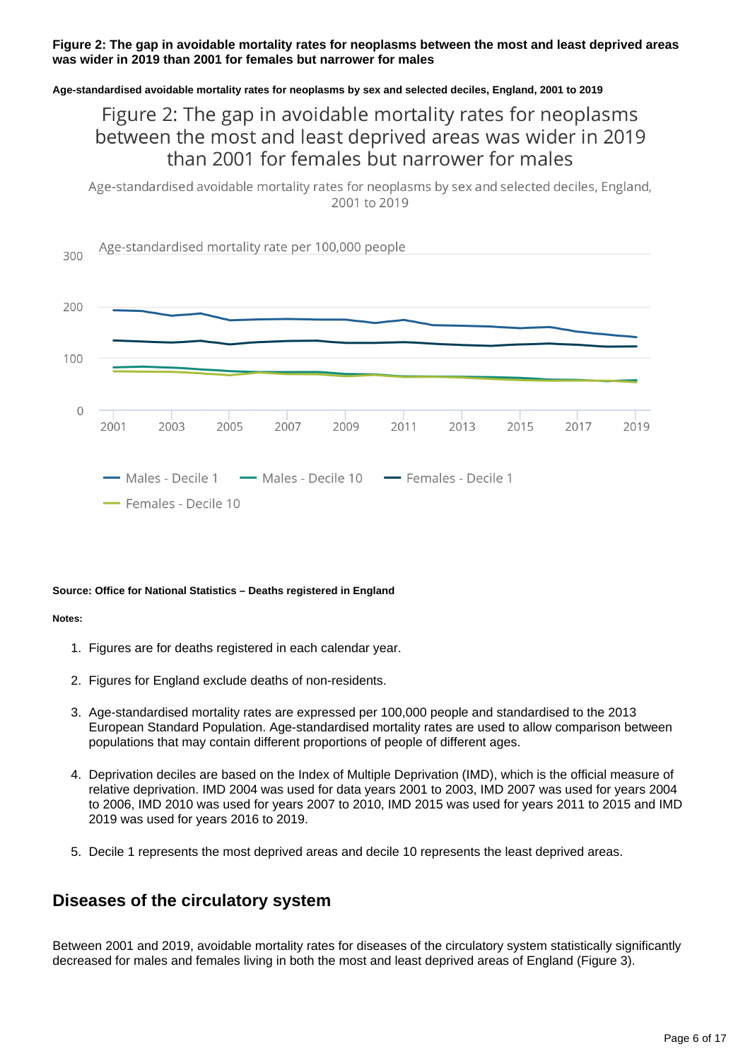**Figure 2: The gap in avoidable mortality rates for neoplasms between the most and least deprived areas was wider in 2019 than 2001 for females but narrower for males**

**Age-standardised avoidable mortality rates for neoplasms by sex and selected deciles, England, 2001 to 2019**

**Source: Office for National Statistics – Deaths registered in England**

**Notes:**

1. Figures are for deaths registered in each calendar year.
2. Figures for England exclude deaths of non-residents.
3. Age-standardised mortality rates are expressed per 100,000 people and standardised to the 2013 European Standard Population. Age-standardised mortality rates are used to allow comparison between populations that may contain different proportions of people of different ages.
4. Deprivation deciles are based on the Index of Multiple Deprivation (IMD), which is the official measure of relative deprivation. IMD 2004 was used for data years 2001 to 2003, IMD 2007 was used for years 2004 to 2006, IMD 2010 was used for years 2007 to 2010, IMD 2015 was used for years 2011 to 2015 and IMD 2019 was used for years 2016 to 2019.
5. Decile 1 represents the most deprived areas and decile 10 represents the least deprived areas.

## Diseases of the circulatory system

Between 2001 and 2019, avoidable mortality rates for diseases of the circulatory system statistically significantly decreased for males and females living in both the most and least deprived areas of England (Figure 3).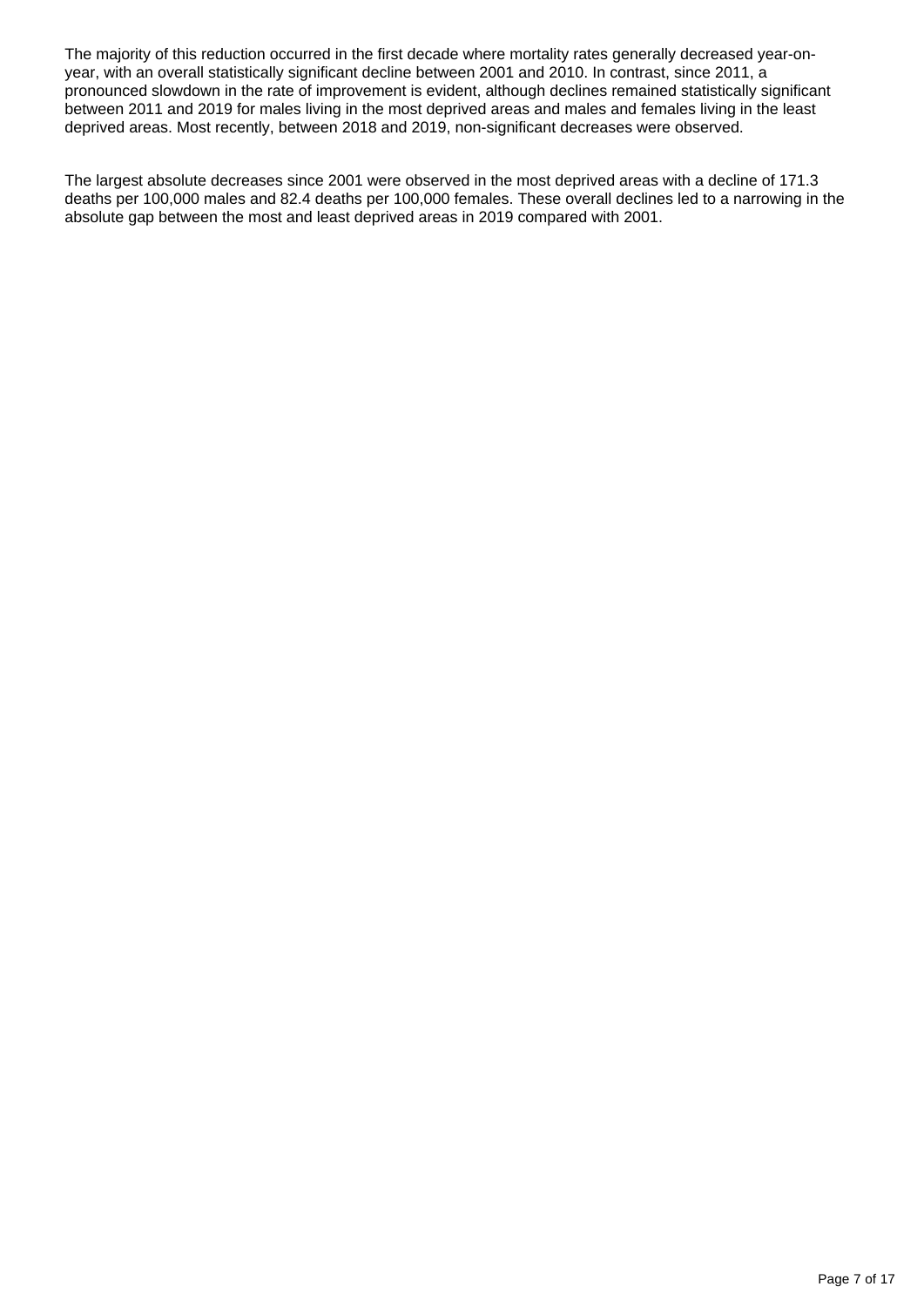The majority of this reduction occurred in the first decade where mortality rates generally decreased year-on-year, with an overall statistically significant decline between 2001 and 2010. In contrast, since 2011, a pronounced slowdown in the rate of improvement is evident, although declines remained statistically significant between 2011 and 2019 for males living in the most deprived areas and males and females living in the least deprived areas. Most recently, between 2018 and 2019, non-significant decreases were observed.

The largest absolute decreases since 2001 were observed in the most deprived areas with a decline of 171.3 deaths per 100,000 males and 82.4 deaths per 100,000 females. These overall declines led to a narrowing in the absolute gap between the most and least deprived areas in 2019 compared with 2001.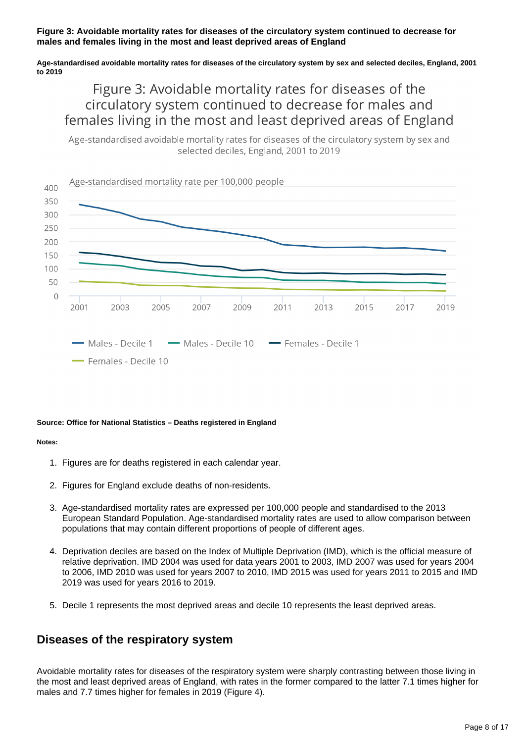**Figure 3: Avoidable mortality rates for diseases of the circulatory system continued to decrease for males and females living in the most and least deprived areas of England**

**Age-standardised avoidable mortality rates for diseases of the circulatory system by sex and selected deciles, England, 2001 to 2019**

**Source: Office for National Statistics – Deaths registered in England**

**Notes:**

1. Figures are for deaths registered in each calendar year.
2. Figures for England exclude deaths of non-residents.
3. Age-standardised mortality rates are expressed per 100,000 people and standardised to the 2013 European Standard Population. Age-standardised mortality rates are used to allow comparison between populations that may contain different proportions of people of different ages.
4. Deprivation deciles are based on the Index of Multiple Deprivation (IMD), which is the official measure of relative deprivation. IMD 2004 was used for data years 2001 to 2003, IMD 2007 was used for years 2004 to 2006, IMD 2010 was used for years 2007 to 2010, IMD 2015 was used for years 2011 to 2015 and IMD 2019 was used for years 2016 to 2019.
5. Decile 1 represents the most deprived areas and decile 10 represents the least deprived areas.

## Diseases of the respiratory system

Avoidable mortality rates for diseases of the respiratory system were sharply contrasting between those living in the most and least deprived areas of England, with rates in the former compared to the latter 7.1 times higher for males and 7.7 times higher for females in 2019 (Figure 4).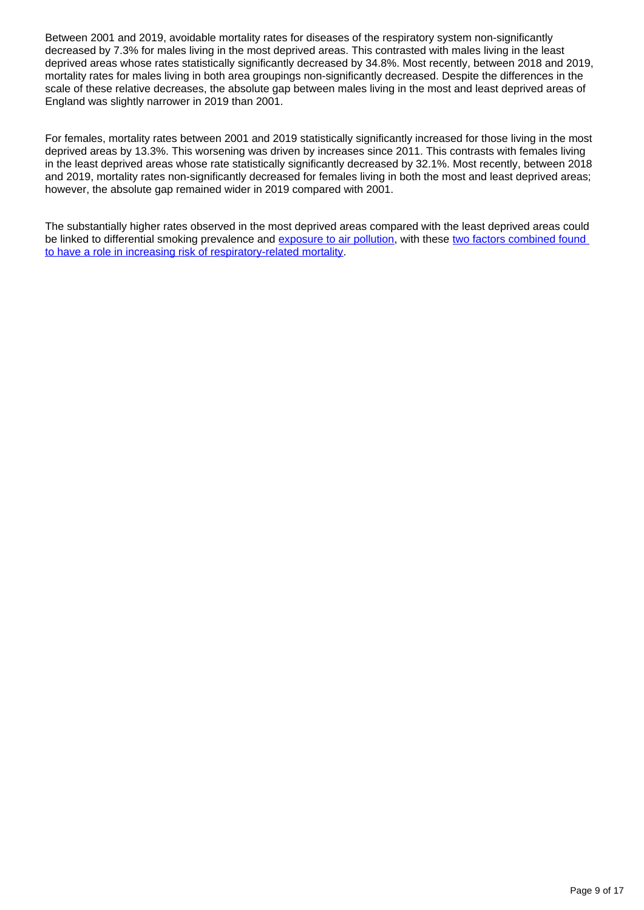Between 2001 and 2019, avoidable mortality rates for diseases of the respiratory system non-significantly decreased by 7.3% for males living in the most deprived areas. This contrasted with males living in the least deprived areas whose rates statistically significantly decreased by 34.8%. Most recently, between 2018 and 2019, mortality rates for males living in both area groupings non-significantly decreased. Despite the differences in the scale of these relative decreases, the absolute gap between males living in the most and least deprived areas of England was slightly narrower in 2019 than 2001.

For females, mortality rates between 2001 and 2019 statistically significantly increased for those living in the most deprived areas by 13.3%. This worsening was driven by increases since 2011. This contrasts with females living in the least deprived areas whose rate statistically significantly decreased by 32.1%. Most recently, between 2018 and 2019, mortality rates non-significantly decreased for females living in both the most and least deprived areas; however, the absolute gap remained wider in 2019 compared with 2001.

The substantially higher rates observed in the most deprived areas compared with the least deprived areas could be linked to differential smoking prevalence and exposure to air pollution, with these two factors combined found to have a role in increasing risk of respiratory-related mortality.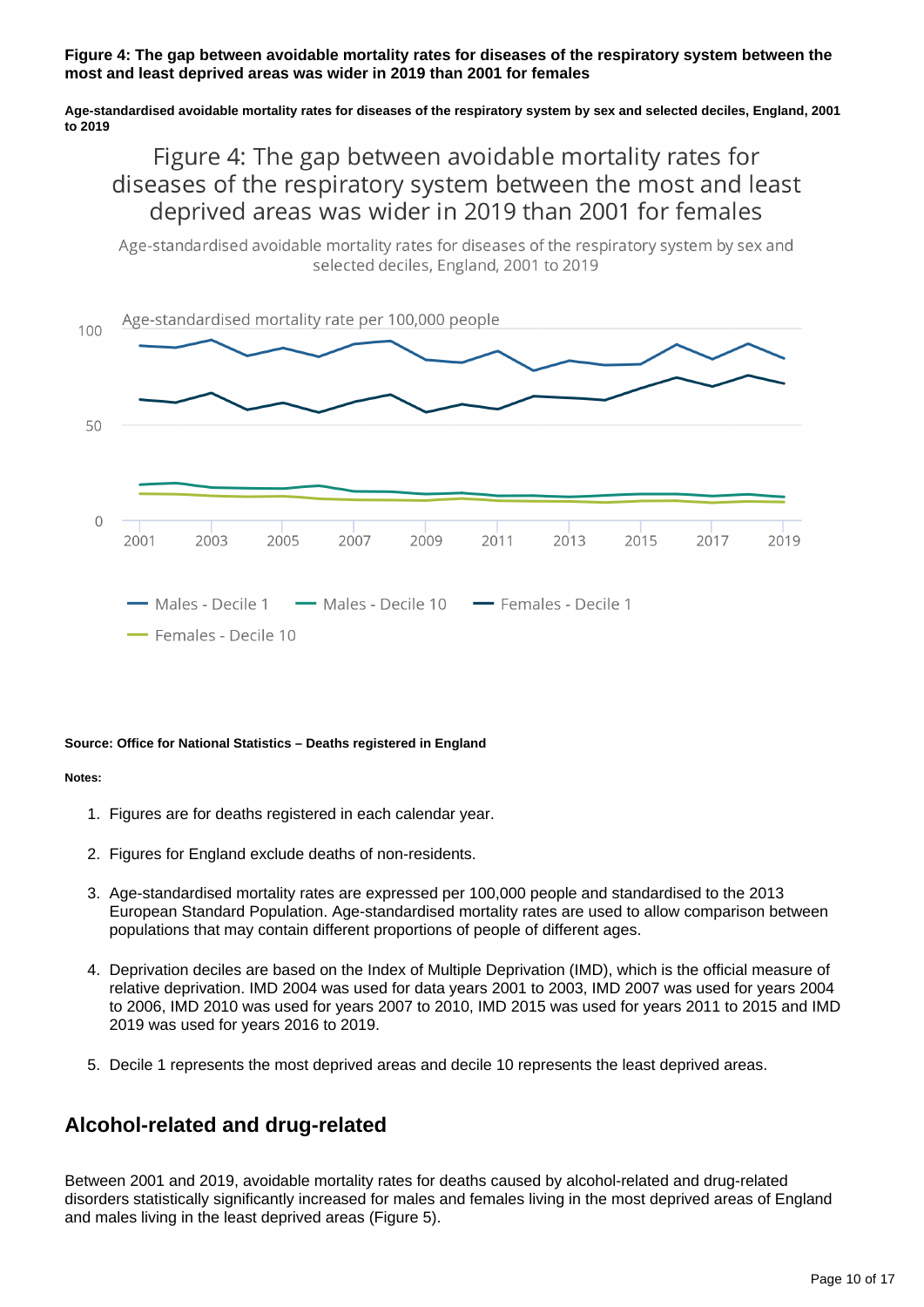**Figure 4: The gap between avoidable mortality rates for diseases of the respiratory system between the most and least deprived areas was wider in 2019 than 2001 for females**

**Age-standardised avoidable mortality rates for diseases of the respiratory system by sex and selected deciles, England, 2001 to 2019**

Figure 4: The gap between avoidable mortality rates for diseases of the respiratory system between the most and least deprived areas was wider in 2019 than 2001 for females

Age-standardised avoidable mortality rates for diseases of the respiratory system by sex and selected deciles, England, 2001 to 2019

Age-standardised mortality rate per 100,000 people

Males - Decile 1 | Males - Decile 10 | Females - Decile 1 | Females - Decile 10

**Source: Office for National Statistics – Deaths registered in England**

**Notes:**

1. Figures are for deaths registered in each calendar year.
2. Figures for England exclude deaths of non-residents.
3. Age-standardised mortality rates are expressed per 100,000 people and standardised to the 2013 European Standard Population. Age-standardised mortality rates are used to allow comparison between populations that may contain different proportions of people of different ages.
4. Deprivation deciles are based on the Index of Multiple Deprivation (IMD), which is the official measure of relative deprivation. IMD 2004 was used for data years 2001 to 2003, IMD 2007 was used for years 2004 to 2006, IMD 2010 was used for years 2007 to 2010, IMD 2015 was used for years 2011 to 2015 and IMD 2019 was used for years 2016 to 2019.
5. Decile 1 represents the most deprived areas and decile 10 represents the least deprived areas.

## Alcohol-related and drug-related

Between 2001 and 2019, avoidable mortality rates for deaths caused by alcohol-related and drug-related disorders statistically significantly increased for males and females living in the most deprived areas of England and males living in the least deprived areas (Figure 5).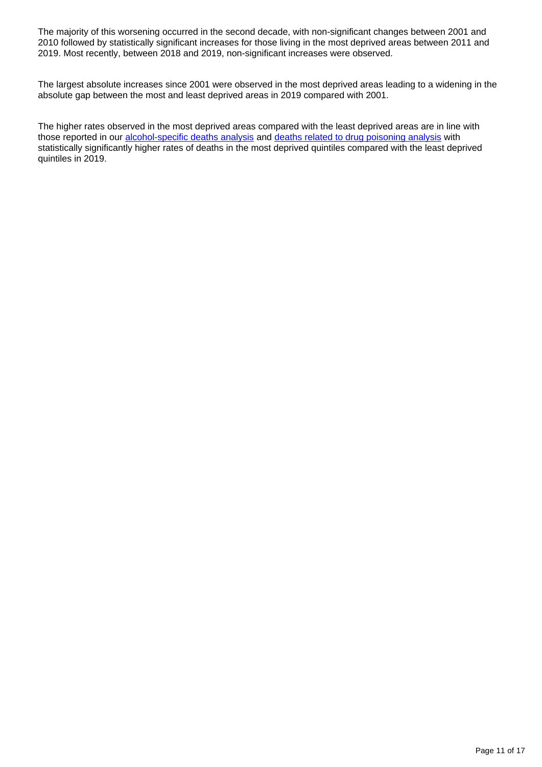The majority of this worsening occurred in the second decade, with non-significant changes between 2001 and 2010 followed by statistically significant increases for those living in the most deprived areas between 2011 and 2019. Most recently, between 2018 and 2019, non-significant increases were observed.

The largest absolute increases since 2001 were observed in the most deprived areas leading to a widening in the absolute gap between the most and least deprived areas in 2019 compared with 2001.

The higher rates observed in the most deprived areas compared with the least deprived areas are in line with those reported in our alcohol-specific deaths analysis and deaths related to drug poisoning analysis with statistically significantly higher rates of deaths in the most deprived quintiles compared with the least deprived quintiles in 2019.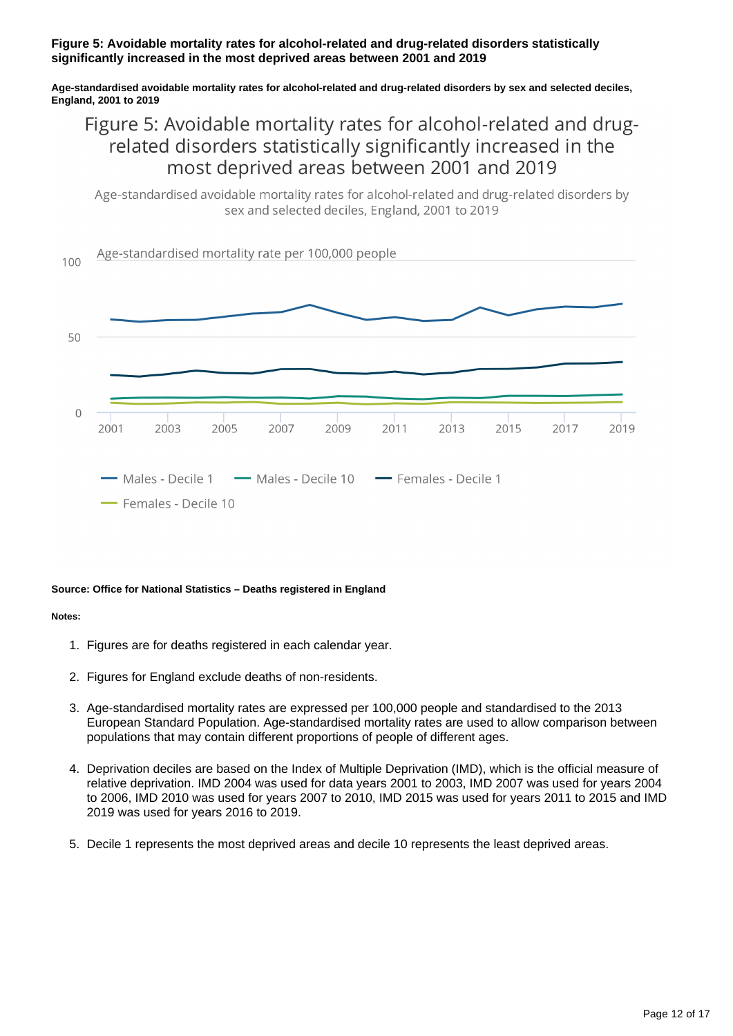**Figure 5: Avoidable mortality rates for alcohol-related and drug-related disorders statistically significantly increased in the most deprived areas between 2001 and 2019**

**Age-standardised avoidable mortality rates for alcohol-related and drug-related disorders by sex and selected deciles, England, 2001 to 2019**

**Source: Office for National Statistics – Deaths registered in England**

**Notes:**

1. Figures are for deaths registered in each calendar year.

2. Figures for England exclude deaths of non-residents.

3. Age-standardised mortality rates are expressed per 100,000 people and standardised to the 2013 European Standard Population. Age-standardised mortality rates are used to allow comparison between populations that may contain different proportions of people of different ages.

4. Deprivation deciles are based on the Index of Multiple Deprivation (IMD), which is the official measure of relative deprivation. IMD 2004 was used for data years 2001 to 2003, IMD 2007 was used for years 2004 to 2006, IMD 2010 was used for years 2007 to 2010, IMD 2015 was used for years 2011 to 2015 and IMD 2019 was used for years 2016 to 2019.

5. Decile 1 represents the most deprived areas and decile 10 represents the least deprived areas.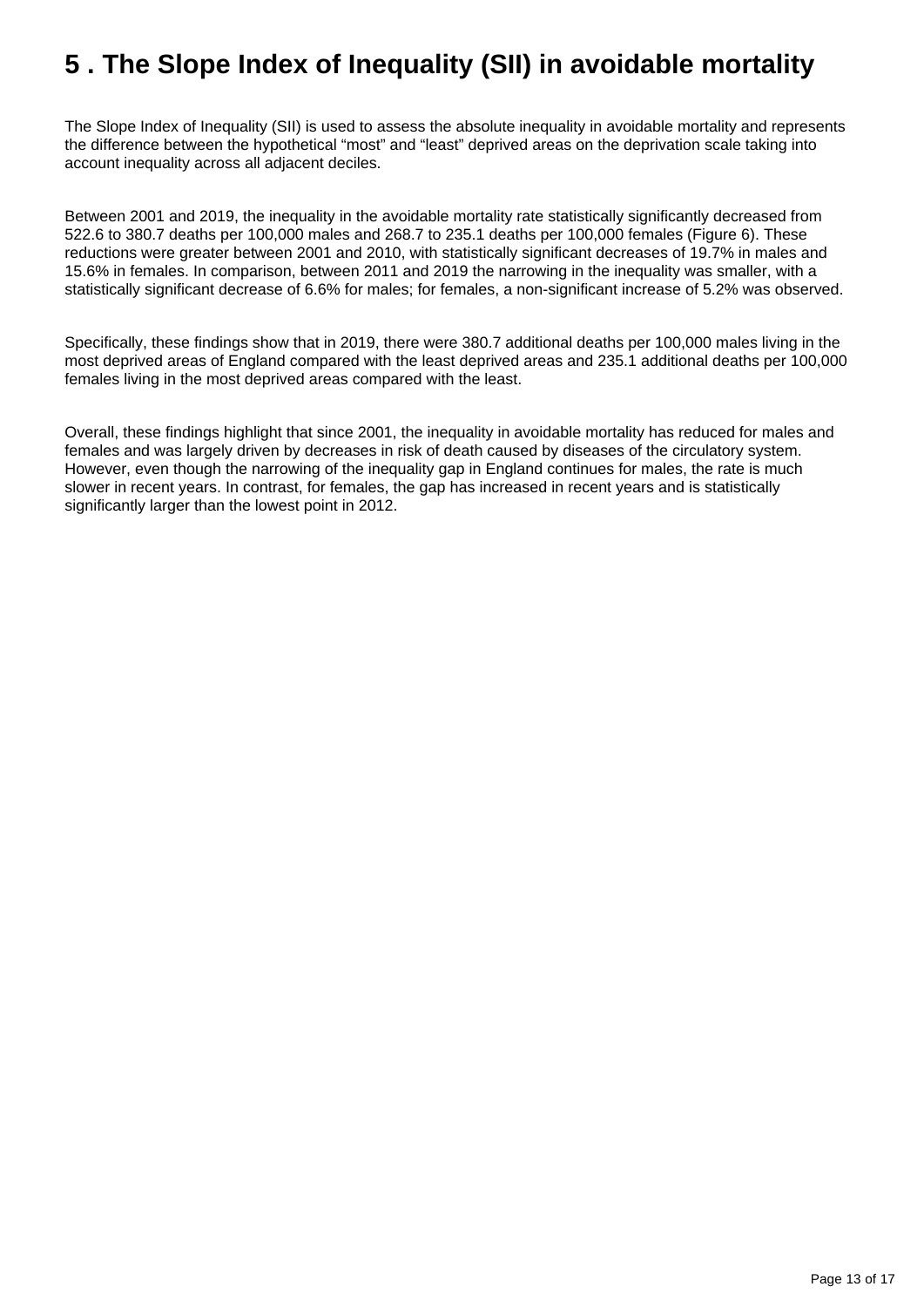# 5 . The Slope Index of Inequality (SII) in avoidable mortality

The Slope Index of Inequality (SII) is used to assess the absolute inequality in avoidable mortality and represents the difference between the hypothetical “most” and “least” deprived areas on the deprivation scale taking into account inequality across all adjacent deciles.

Between 2001 and 2019, the inequality in the avoidable mortality rate statistically significantly decreased from 522.6 to 380.7 deaths per 100,000 males and 268.7 to 235.1 deaths per 100,000 females (Figure 6). These reductions were greater between 2001 and 2010, with statistically significant decreases of 19.7% in males and 15.6% in females. In comparison, between 2011 and 2019 the narrowing in the inequality was smaller, with a statistically significant decrease of 6.6% for males; for females, a non-significant increase of 5.2% was observed.

Specifically, these findings show that in 2019, there were 380.7 additional deaths per 100,000 males living in the most deprived areas of England compared with the least deprived areas and 235.1 additional deaths per 100,000 females living in the most deprived areas compared with the least.

Overall, these findings highlight that since 2001, the inequality in avoidable mortality has reduced for males and females and was largely driven by decreases in risk of death caused by diseases of the circulatory system. However, even though the narrowing of the inequality gap in England continues for males, the rate is much slower in recent years. In contrast, for females, the gap has increased in recent years and is statistically significantly larger than the lowest point in 2012.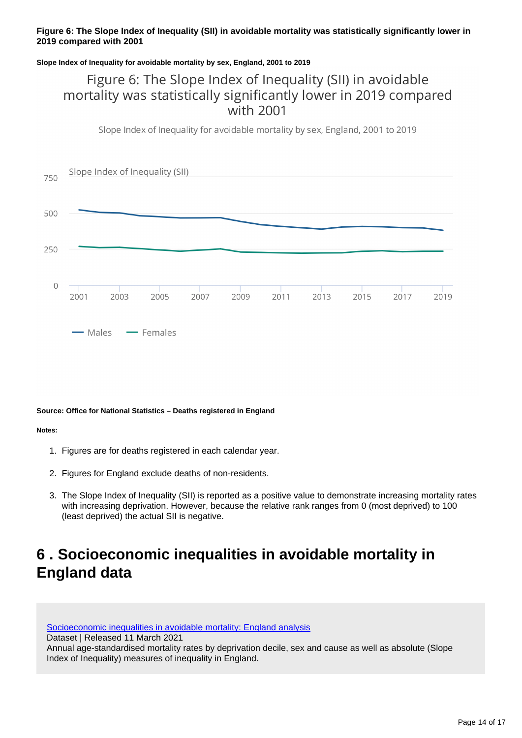**Figure 6: The Slope Index of Inequality (SII) in avoidable mortality was statistically significantly lower in 2019 compared with 2001**

**Slope Index of Inequality for avoidable mortality by sex, England, 2001 to 2019**

**Source: Office for National Statistics – Deaths registered in England**

**Notes:**

1. Figures are for deaths registered in each calendar year.
2. Figures for England exclude deaths of non-residents.
3. The Slope Index of Inequality (SII) is reported as a positive value to demonstrate increasing mortality rates with increasing deprivation. However, because the relative rank ranges from 0 (most deprived) to 100 (least deprived) the actual SII is negative.

# 6 . Socioeconomic inequalities in avoidable mortality in England data

Socioeconomic inequalities in avoidable mortality: England analysis
Dataset | Released 11 March 2021
Annual age-standardised mortality rates by deprivation decile, sex and cause as well as absolute (Slope Index of Inequality) measures of inequality in England.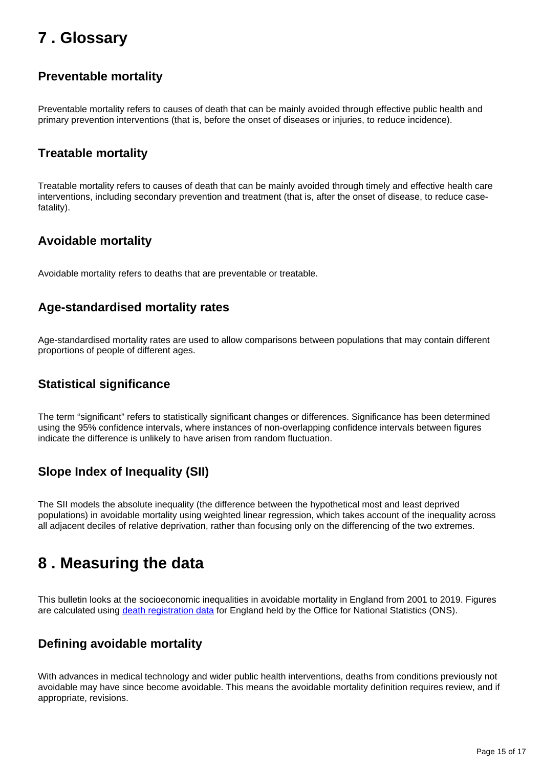## 7 . Glossary

### Preventable mortality

Preventable mortality refers to causes of death that can be mainly avoided through effective public health and primary prevention interventions (that is, before the onset of diseases or injuries, to reduce incidence).

### Treatable mortality

Treatable mortality refers to causes of death that can be mainly avoided through timely and effective health care interventions, including secondary prevention and treatment (that is, after the onset of disease, to reduce case-fatality).

### Avoidable mortality

Avoidable mortality refers to deaths that are preventable or treatable.

### Age-standardised mortality rates

Age-standardised mortality rates are used to allow comparisons between populations that may contain different proportions of people of different ages.

### Statistical significance

The term “significant” refers to statistically significant changes or differences. Significance has been determined using the 95% confidence intervals, where instances of non-overlapping confidence intervals between figures indicate the difference is unlikely to have arisen from random fluctuation.

### Slope Index of Inequality (SII)

The SII models the absolute inequality (the difference between the hypothetical most and least deprived populations) in avoidable mortality using weighted linear regression, which takes account of the inequality across all adjacent deciles of relative deprivation, rather than focusing only on the differencing of the two extremes.

## 8 . Measuring the data

This bulletin looks at the socioeconomic inequalities in avoidable mortality in England from 2001 to 2019. Figures are calculated using [death registration data](#) for England held by the Office for National Statistics (ONS).

### Defining avoidable mortality

With advances in medical technology and wider public health interventions, deaths from conditions previously not avoidable may have since become avoidable. This means the avoidable mortality definition requires review, and if appropriate, revisions.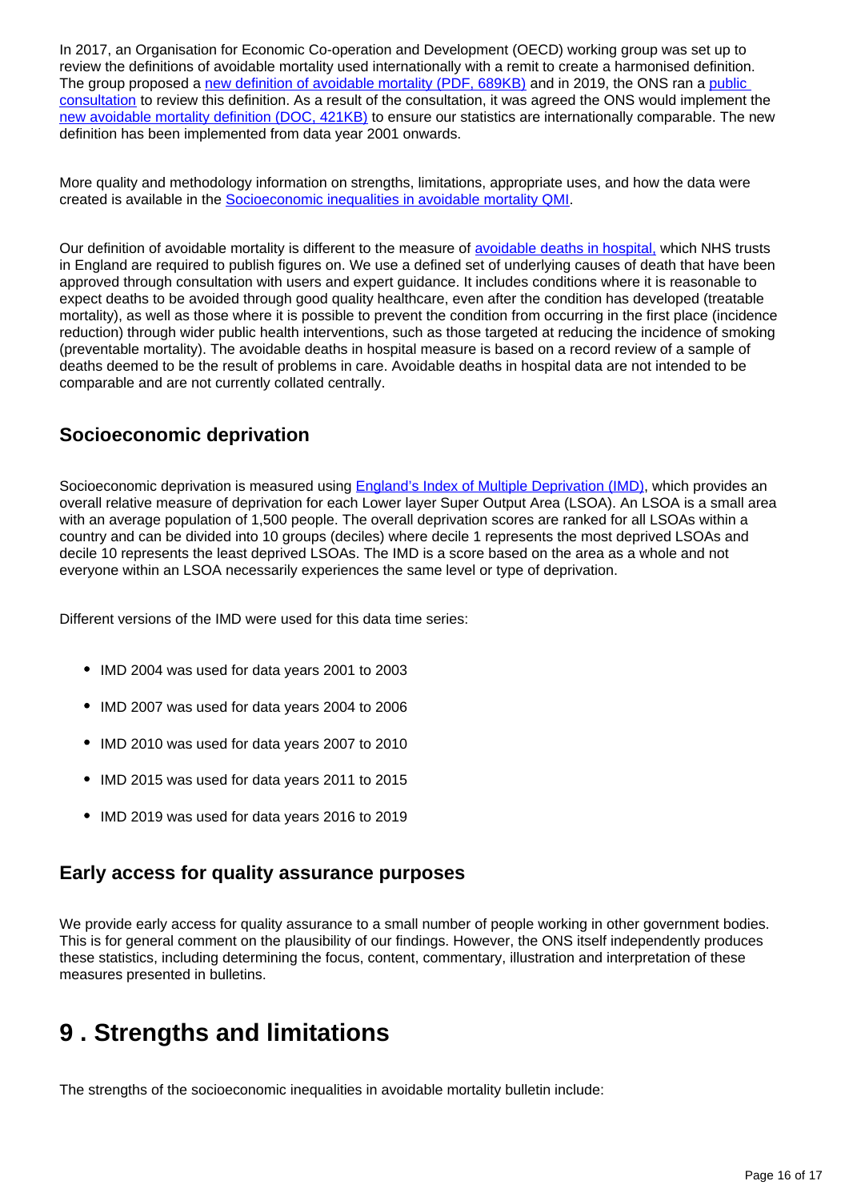In 2017, an Organisation for Economic Co-operation and Development (OECD) working group was set up to review the definitions of avoidable mortality used internationally with a remit to create a harmonised definition. The group proposed a new definition of avoidable mortality (PDF, 689KB) and in 2019, the ONS ran a public consultation to review this definition. As a result of the consultation, it was agreed the ONS would implement the new avoidable mortality definition (DOC, 421KB) to ensure our statistics are internationally comparable. The new definition has been implemented from data year 2001 onwards.

More quality and methodology information on strengths, limitations, appropriate uses, and how the data were created is available in the Socioeconomic inequalities in avoidable mortality QMI.

Our definition of avoidable mortality is different to the measure of avoidable deaths in hospital, which NHS trusts in England are required to publish figures on. We use a defined set of underlying causes of death that have been approved through consultation with users and expert guidance. It includes conditions where it is reasonable to expect deaths to be avoided through good quality healthcare, even after the condition has developed (treatable mortality), as well as those where it is possible to prevent the condition from occurring in the first place (incidence reduction) through wider public health interventions, such as those targeted at reducing the incidence of smoking (preventable mortality). The avoidable deaths in hospital measure is based on a record review of a sample of deaths deemed to be the result of problems in care. Avoidable deaths in hospital data are not intended to be comparable and are not currently collated centrally.

### Socioeconomic deprivation

Socioeconomic deprivation is measured using England's Index of Multiple Deprivation (IMD), which provides an overall relative measure of deprivation for each Lower layer Super Output Area (LSOA). An LSOA is a small area with an average population of 1,500 people. The overall deprivation scores are ranked for all LSOAs within a country and can be divided into 10 groups (deciles) where decile 1 represents the most deprived LSOAs and decile 10 represents the least deprived LSOAs. The IMD is a score based on the area as a whole and not everyone within an LSOA necessarily experiences the same level or type of deprivation.

Different versions of the IMD were used for this data time series:

- IMD 2004 was used for data years 2001 to 2003
- IMD 2007 was used for data years 2004 to 2006
- IMD 2010 was used for data years 2007 to 2010
- IMD 2015 was used for data years 2011 to 2015
- IMD 2019 was used for data years 2016 to 2019

### Early access for quality assurance purposes

We provide early access for quality assurance to a small number of people working in other government bodies. This is for general comment on the plausibility of our findings. However, the ONS itself independently produces these statistics, including determining the focus, content, commentary, illustration and interpretation of these measures presented in bulletins.

## 9 . Strengths and limitations

The strengths of the socioeconomic inequalities in avoidable mortality bulletin include: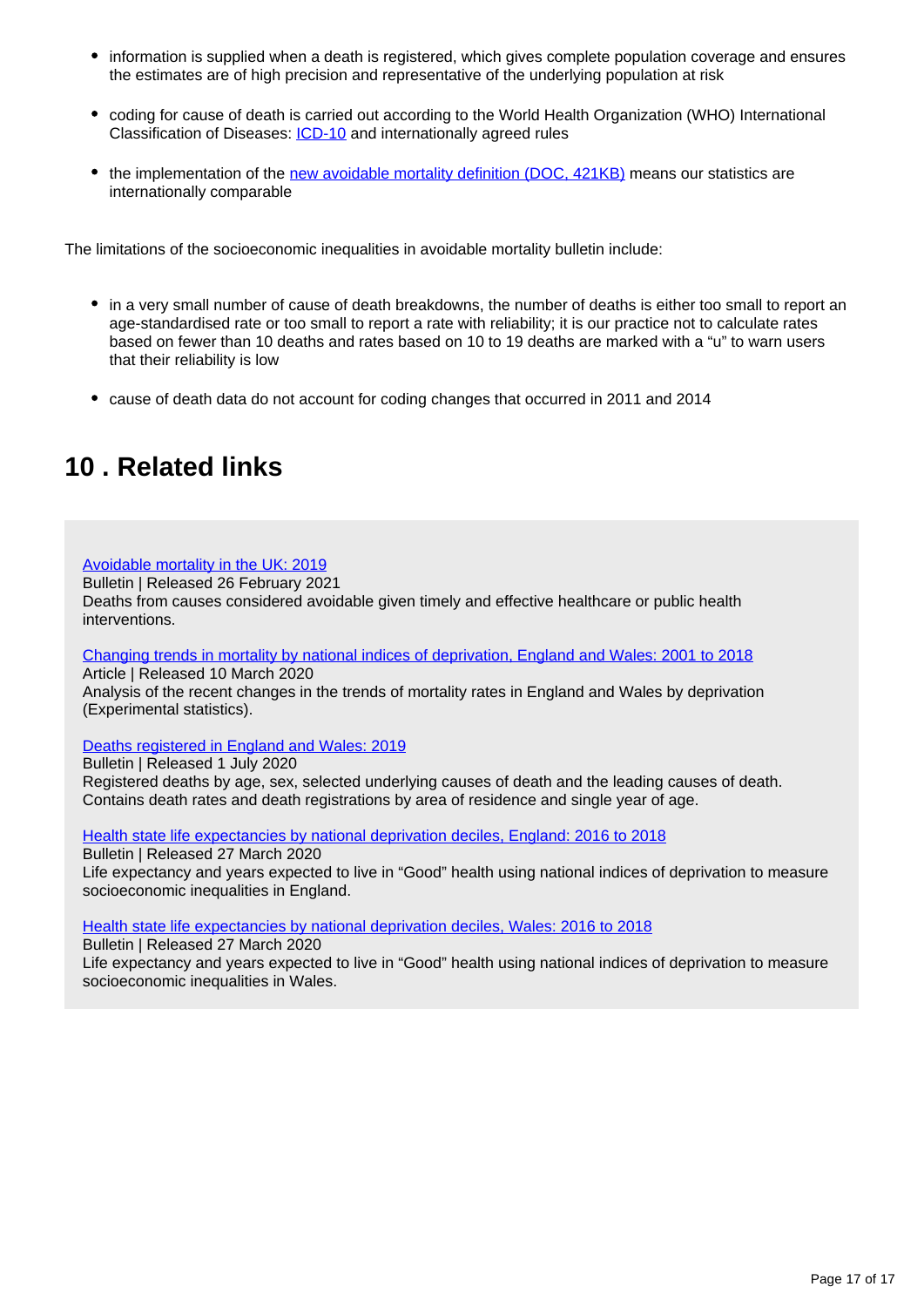- information is supplied when a death is registered, which gives complete population coverage and ensures the estimates are of high precision and representative of the underlying population at risk

- coding for cause of death is carried out according to the World Health Organization (WHO) International Classification of Diseases: ICD-10 and internationally agreed rules

- the implementation of the new avoidable mortality definition (DOC, 421KB) means our statistics are internationally comparable

The limitations of the socioeconomic inequalities in avoidable mortality bulletin include:

- in a very small number of cause of death breakdowns, the number of deaths is either too small to report an age-standardised rate or too small to report a rate with reliability; it is our practice not to calculate rates based on fewer than 10 deaths and rates based on 10 to 19 deaths are marked with a "u" to warn users that their reliability is low

- cause of death data do not account for coding changes that occurred in 2011 and 2014

## 10 . Related links

Avoidable mortality in the UK: 2019
Bulletin | Released 26 February 2021
Deaths from causes considered avoidable given timely and effective healthcare or public health interventions.

Changing trends in mortality by national indices of deprivation, England and Wales: 2001 to 2018
Article | Released 10 March 2020
Analysis of the recent changes in the trends of mortality rates in England and Wales by deprivation (Experimental statistics).

Deaths registered in England and Wales: 2019
Bulletin | Released 1 July 2020
Registered deaths by age, sex, selected underlying causes of death and the leading causes of death. Contains death rates and death registrations by area of residence and single year of age.

Health state life expectancies by national deprivation deciles, England: 2016 to 2018
Bulletin | Released 27 March 2020
Life expectancy and years expected to live in "Good" health using national indices of deprivation to measure socioeconomic inequalities in England.

Health state life expectancies by national deprivation deciles, Wales: 2016 to 2018
Bulletin | Released 27 March 2020
Life expectancy and years expected to live in "Good" health using national indices of deprivation to measure socioeconomic inequalities in Wales.